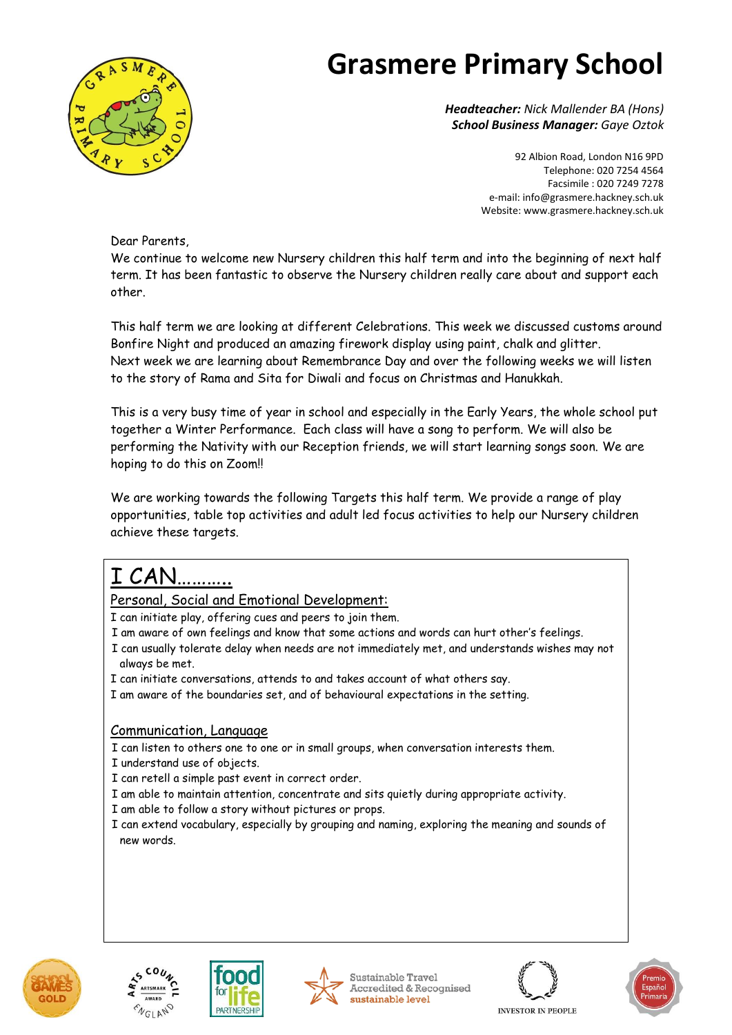# Grasmere Primary School

***Headteacher:*** *Nick Mallender BA (Hons)*
***School Business Manager:*** *Gaye Oztok*

92 Albion Road, London N16 9PD
Telephone: 020 7254 4564
Facsimile : 020 7249 7278
e-mail: info@grasmere.hackney.sch.uk
Website: www.grasmere.hackney.sch.uk

Dear Parents,
We continue to welcome new Nursery children this half term and into the beginning of next half term. It has been fantastic to observe the Nursery children really care about and support each other.

This half term we are looking at different Celebrations. This week we discussed customs around Bonfire Night and produced an amazing firework display using paint, chalk and glitter.
Next week we are learning about Remembrance Day and over the following weeks we will listen to the story of Rama and Sita for Diwali and focus on Christmas and Hanukkah.

This is a very busy time of year in school and especially in the Early Years, the whole school put together a Winter Performance. Each class will have a song to perform. We will also be performing the Nativity with our Reception friends, we will start learning songs soon. We are hoping to do this on Zoom!!

We are working towards the following Targets this half term. We provide a range of play opportunities, table top activities and adult led focus activities to help our Nursery children achieve these targets.

## I CAN..........

### Personal, Social and Emotional Development:

I can initiate play, offering cues and peers to join them.
I am aware of own feelings and know that some actions and words can hurt other's feelings.
I can usually tolerate delay when needs are not immediately met, and understands wishes may not always be met.
I can initiate conversations, attends to and takes account of what others say.
I am aware of the boundaries set, and of behavioural expectations in the setting.

### Communication, Language

I can listen to others one to one or in small groups, when conversation interests them.
I understand use of objects.
I can retell a simple past event in correct order.
I am able to maintain attention, concentrate and sits quietly during appropriate activity.
I am able to follow a story without pictures or props.
I can extend vocabulary, especially by grouping and naming, exploring the meaning and sounds of new words.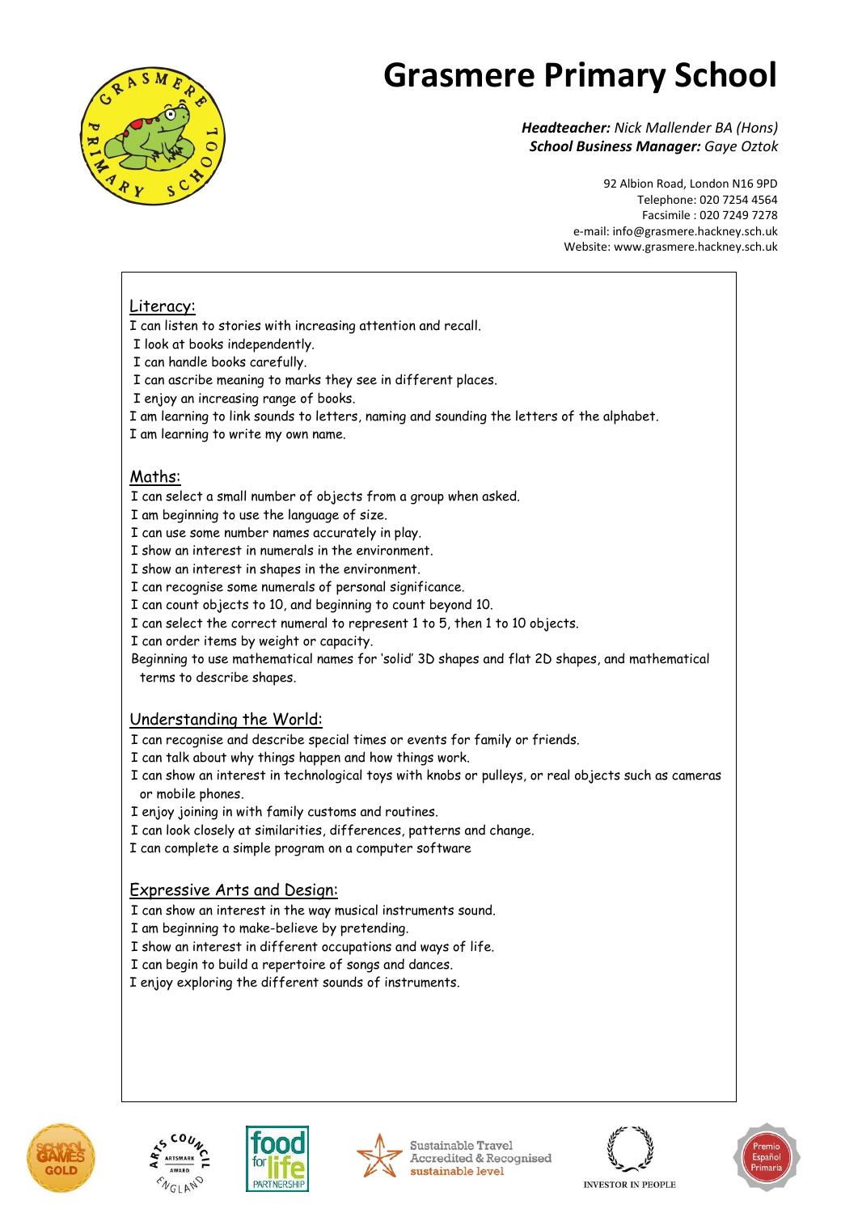# Grasmere Primary School

***Headteacher:*** *Nick Mallender BA (Hons)*
***School Business Manager:*** *Gaye Oztok*

92 Albion Road, London N16 9PD
Telephone: 020 7254 4564
Facsimile : 020 7249 7278
e-mail: info@grasmere.hackney.sch.uk
Website: www.grasmere.hackney.sch.uk

## Literacy:

I can listen to stories with increasing attention and recall.
I look at books independently.
I can handle books carefully.
I can ascribe meaning to marks they see in different places.
I enjoy an increasing range of books.
I am learning to link sounds to letters, naming and sounding the letters of the alphabet.
I am learning to write my own name.

## Maths:

I can select a small number of objects from a group when asked.
I am beginning to use the language of size.
I can use some number names accurately in play.
I show an interest in numerals in the environment.
I show an interest in shapes in the environment.
I can recognise some numerals of personal significance.
I can count objects to 10, and beginning to count beyond 10.
I can select the correct numeral to represent 1 to 5, then 1 to 10 objects.
I can order items by weight or capacity.
Beginning to use mathematical names for 'solid' 3D shapes and flat 2D shapes, and mathematical terms to describe shapes.

## Understanding the World:

I can recognise and describe special times or events for family or friends.
I can talk about why things happen and how things work.
I can show an interest in technological toys with knobs or pulleys, or real objects such as cameras or mobile phones.
I enjoy joining in with family customs and routines.
I can look closely at similarities, differences, patterns and change.
I can complete a simple program on a computer software

## Expressive Arts and Design:

I can show an interest in the way musical instruments sound.
I am beginning to make-believe by pretending.
I show an interest in different occupations and ways of life.
I can begin to build a repertoire of songs and dances.
I enjoy exploring the different sounds of instruments.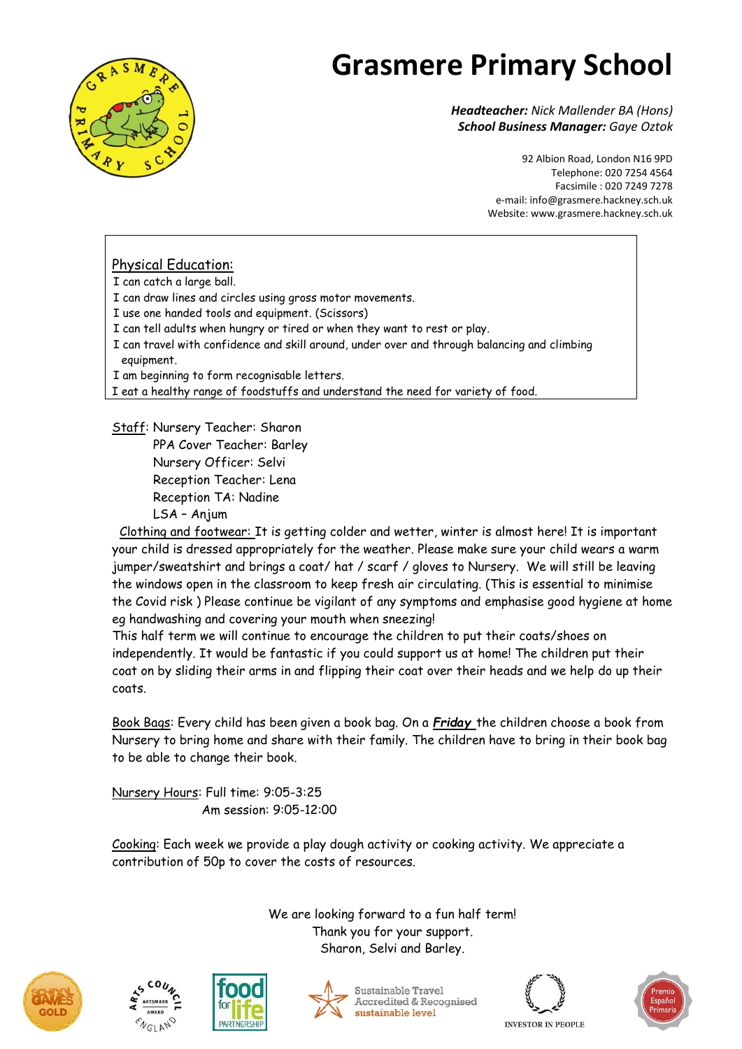# Grasmere Primary School

***Headteacher:*** *Nick Mallender BA (Hons)*
***School Business Manager:*** *Gaye Oztok*

92 Albion Road, London N16 9PD
Telephone: 020 7254 4564
Facsimile : 020 7249 7278
e-mail: info@grasmere.hackney.sch.uk
Website: www.grasmere.hackney.sch.uk

## Physical Education:

I can catch a large ball.
I can draw lines and circles using gross motor movements.
I use one handed tools and equipment. (Scissors)
I can tell adults when hungry or tired or when they want to rest or play.
I can travel with confidence and skill around, under over and through balancing and climbing equipment.
I am beginning to form recognisable letters.
I eat a healthy range of foodstuffs and understand the need for variety of food.

Staff: Nursery Teacher: Sharon
PPA Cover Teacher: Barley
Nursery Officer: Selvi
Reception Teacher: Lena
Reception TA: Nadine
LSA – Anjum

Clothing and footwear: It is getting colder and wetter, winter is almost here! It is important your child is dressed appropriately for the weather. Please make sure your child wears a warm jumper/sweatshirt and brings a coat/ hat / scarf / gloves to Nursery. We will still be leaving the windows open in the classroom to keep fresh air circulating. (This is essential to minimise the Covid risk ) Please continue be vigilant of any symptoms and emphasise good hygiene at home eg handwashing and covering your mouth when sneezing!
This half term we will continue to encourage the children to put their coats/shoes on independently. It would be fantastic if you could support us at home! The children put their coat on by sliding their arms in and flipping their coat over their heads and we help do up their coats.

Book Bags: Every child has been given a book bag. On a ***Friday*** the children choose a book from Nursery to bring home and share with their family. The children have to bring in their book bag to be able to change their book.

Nursery Hours: Full time: 9:05-3:25
Am session: 9:05-12:00

Cooking: Each week we provide a play dough activity or cooking activity. We appreciate a contribution of 50p to cover the costs of resources.

We are looking forward to a fun half term!
Thank you for your support.
Sharon, Selvi and Barley.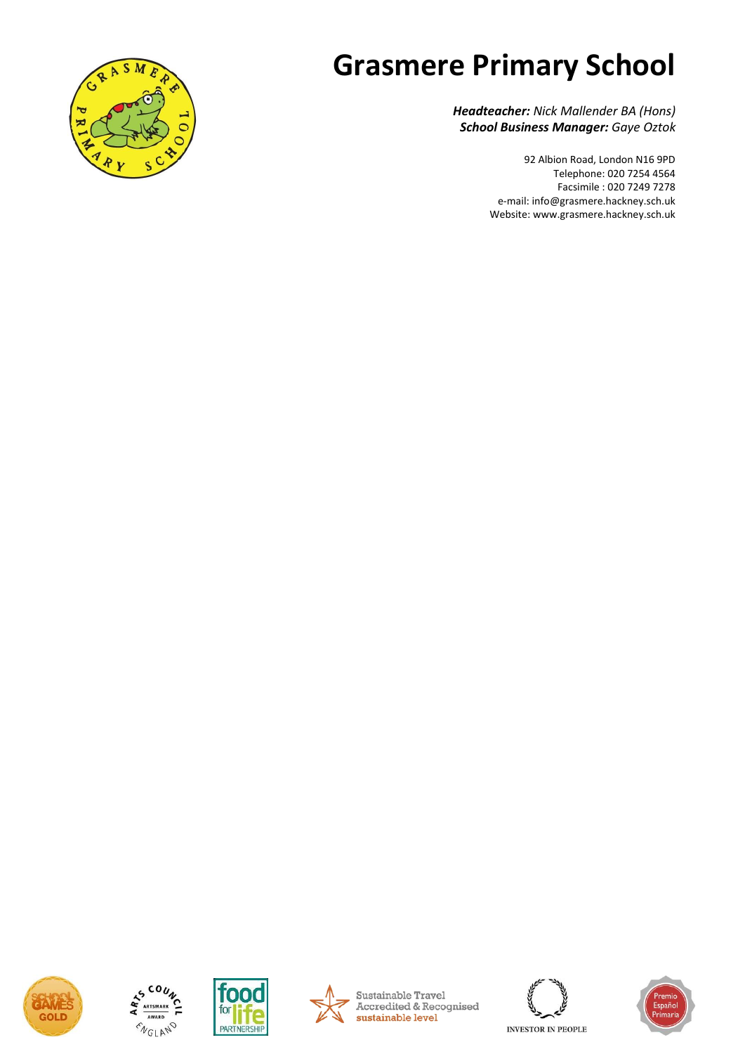# Grasmere Primary School

***Headteacher:*** *Nick Mallender BA (Hons)*
***School Business Manager:*** *Gaye Oztok*

92 Albion Road, London N16 9PD
Telephone: 020 7254 4564
Facsimile : 020 7249 7278
e-mail: info@grasmere.hackney.sch.uk
Website: www.grasmere.hackney.sch.uk